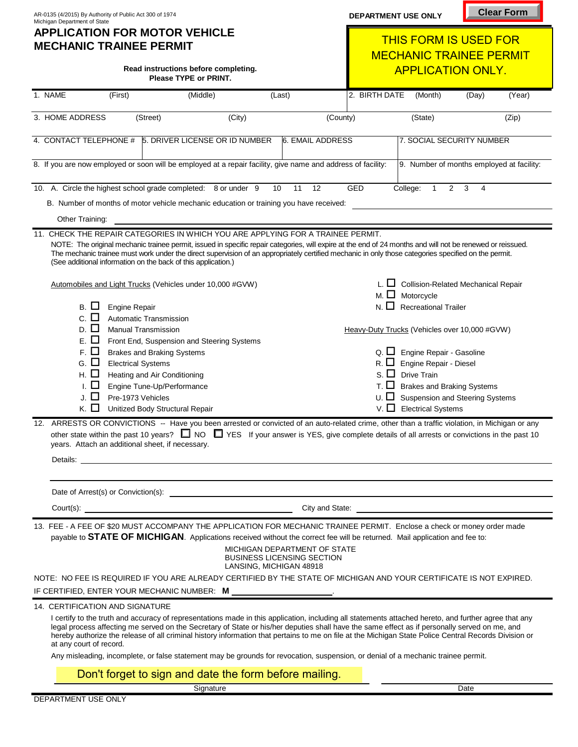AR-0135 (4/2015) By Authority of Public Act 300 of 1974
Michigan Department of State

DEPARTMENT USE ONLY

Clear Form

# APPLICATION FOR MOTOR VEHICLE MECHANIC TRAINEE PERMIT

**Read instructions before completing.**
**Please TYPE or PRINT.**

THIS FORM IS USED FOR MECHANIC TRAINEE PERMIT APPLICATION ONLY.

1. NAME (First) (Middle) (Last)

2. BIRTH DATE (Month) (Day) (Year)

3. HOME ADDRESS (Street) (City) (County) (State) (Zip)

4. CONTACT TELEPHONE #

5. DRIVER LICENSE OR ID NUMBER

6. EMAIL ADDRESS

7. SOCIAL SECURITY NUMBER

8. If you are now employed or soon will be employed at a repair facility, give name and address of facility:

9. Number of months employed at facility:

10. A. Circle the highest school grade completed: 8 or under 9 10 11 12 GED College: 1 2 3 4

B. Number of months of motor vehicle mechanic education or training you have received: ______

Other Training: ______

11. CHECK THE REPAIR CATEGORIES IN WHICH YOU ARE APPLYING FOR A TRAINEE PERMIT.

NOTE: The original mechanic trainee permit, issued in specific repair categories, will expire at the end of 24 months and will not be renewed or reissued. The mechanic trainee must work under the direct supervision of an appropriately certified mechanic in only those categories specified on the permit. (See additional information on the back of this application.)

Automobiles and Light Trucks (Vehicles under 10,000 #GVW)

- B. ☐ Engine Repair
- C. ☐ Automatic Transmission
- D. ☐ Manual Transmission
- E. ☐ Front End, Suspension and Steering Systems
- F. ☐ Brakes and Braking Systems
- G. ☐ Electrical Systems
- H. ☐ Heating and Air Conditioning
- I. ☐ Engine Tune-Up/Performance
- J. ☐ Pre-1973 Vehicles
- K. ☐ Unitized Body Structural Repair

- L. ☐ Collision-Related Mechanical Repair
- M. ☐ Motorcycle
- N. ☐ Recreational Trailer

Heavy-Duty Trucks (Vehicles over 10,000 #GVW)

- Q. ☐ Engine Repair - Gasoline
- R. ☐ Engine Repair - Diesel
- S. ☐ Drive Train
- T. ☐ Brakes and Braking Systems
- U. ☐ Suspension and Steering Systems
- V. ☐ Electrical Systems

12. ARRESTS OR CONVICTIONS -- Have you been arrested or convicted of an auto-related crime, other than a traffic violation, in Michigan or any other state within the past 10 years? ☐ NO ☐ YES If your answer is YES, give complete details of all arrests or convictions in the past 10 years. Attach an additional sheet, if necessary.

Details: ______

Date of Arrest(s) or Conviction(s): ______

Court(s): ______ City and State: ______

13. FEE - A FEE OF $20 MUST ACCOMPANY THE APPLICATION FOR MECHANIC TRAINEE PERMIT. Enclose a check or money order made payable to **STATE OF MICHIGAN**. Applications received without the correct fee will be returned. Mail application and fee to:

MICHIGAN DEPARTMENT OF STATE
BUSINESS LICENSING SECTION
LANSING, MICHIGAN 48918

NOTE: NO FEE IS REQUIRED IF YOU ARE ALREADY CERTIFIED BY THE STATE OF MICHIGAN AND YOUR CERTIFICATE IS NOT EXPIRED.

IF CERTIFIED, ENTER YOUR MECHANIC NUMBER: **M** ______.

14. CERTIFICATION AND SIGNATURE

I certify to the truth and accuracy of representations made in this application, including all statements attached hereto, and further agree that any legal process affecting me served on the Secretary of State or his/her deputies shall have the same effect as if personally served on me, and hereby authorize the release of all criminal history information that pertains to me on file at the Michigan State Police Central Records Division or at any court of record.

Any misleading, incomplete, or false statement may be grounds for revocation, suspension, or denial of a mechanic trainee permit.

Don't forget to sign and date the form before mailing.

Signature ______ Date ______

DEPARTMENT USE ONLY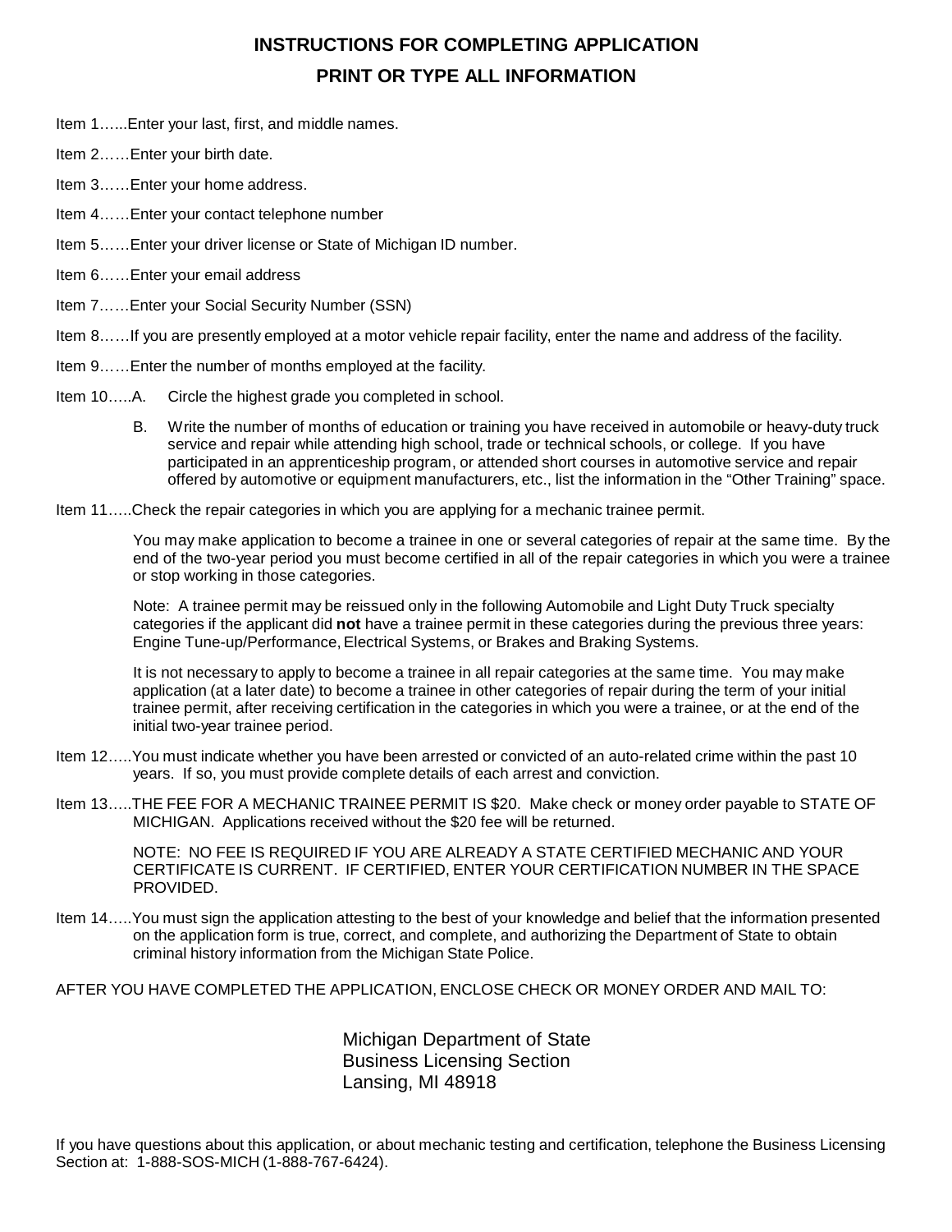# INSTRUCTIONS FOR COMPLETING APPLICATION

## PRINT OR TYPE ALL INFORMATION

Item 1…...Enter your last, first, and middle names.

Item 2……Enter your birth date.

Item 3……Enter your home address.

Item 4……Enter your contact telephone number

Item 5……Enter your driver license or State of Michigan ID number.

Item 6……Enter your email address

Item 7……Enter your Social Security Number (SSN)

Item 8……If you are presently employed at a motor vehicle repair facility, enter the name and address of the facility.

Item 9……Enter the number of months employed at the facility.

Item 10…..A. Circle the highest grade you completed in school.

B. Write the number of months of education or training you have received in automobile or heavy-duty truck service and repair while attending high school, trade or technical schools, or college. If you have participated in an apprenticeship program, or attended short courses in automotive service and repair offered by automotive or equipment manufacturers, etc., list the information in the "Other Training" space.

Item 11…..Check the repair categories in which you are applying for a mechanic trainee permit.

You may make application to become a trainee in one or several categories of repair at the same time. By the end of the two-year period you must become certified in all of the repair categories in which you were a trainee or stop working in those categories.

Note: A trainee permit may be reissued only in the following Automobile and Light Duty Truck specialty categories if the applicant did **not** have a trainee permit in these categories during the previous three years: Engine Tune-up/Performance, Electrical Systems, or Brakes and Braking Systems.

It is not necessary to apply to become a trainee in all repair categories at the same time. You may make application (at a later date) to become a trainee in other categories of repair during the term of your initial trainee permit, after receiving certification in the categories in which you were a trainee, or at the end of the initial two-year trainee period.

Item 12…..You must indicate whether you have been arrested or convicted of an auto-related crime within the past 10 years. If so, you must provide complete details of each arrest and conviction.

Item 13…..THE FEE FOR A MECHANIC TRAINEE PERMIT IS $20. Make check or money order payable to STATE OF MICHIGAN. Applications received without the $20 fee will be returned.

NOTE: NO FEE IS REQUIRED IF YOU ARE ALREADY A STATE CERTIFIED MECHANIC AND YOUR CERTIFICATE IS CURRENT. IF CERTIFIED, ENTER YOUR CERTIFICATION NUMBER IN THE SPACE PROVIDED.

Item 14…..You must sign the application attesting to the best of your knowledge and belief that the information presented on the application form is true, correct, and complete, and authorizing the Department of State to obtain criminal history information from the Michigan State Police.

AFTER YOU HAVE COMPLETED THE APPLICATION, ENCLOSE CHECK OR MONEY ORDER AND MAIL TO:

Michigan Department of State
Business Licensing Section
Lansing, MI 48918

If you have questions about this application, or about mechanic testing and certification, telephone the Business Licensing Section at: 1-888-SOS-MICH (1-888-767-6424).